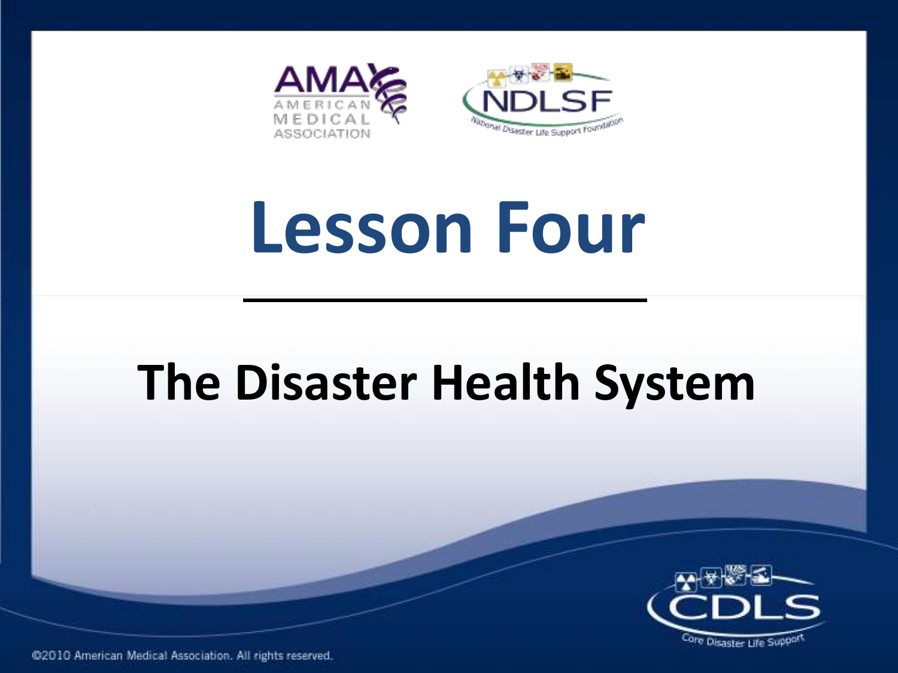# Lesson Four

## The Disaster Health System

©2010 American Medical Association. All rights reserved.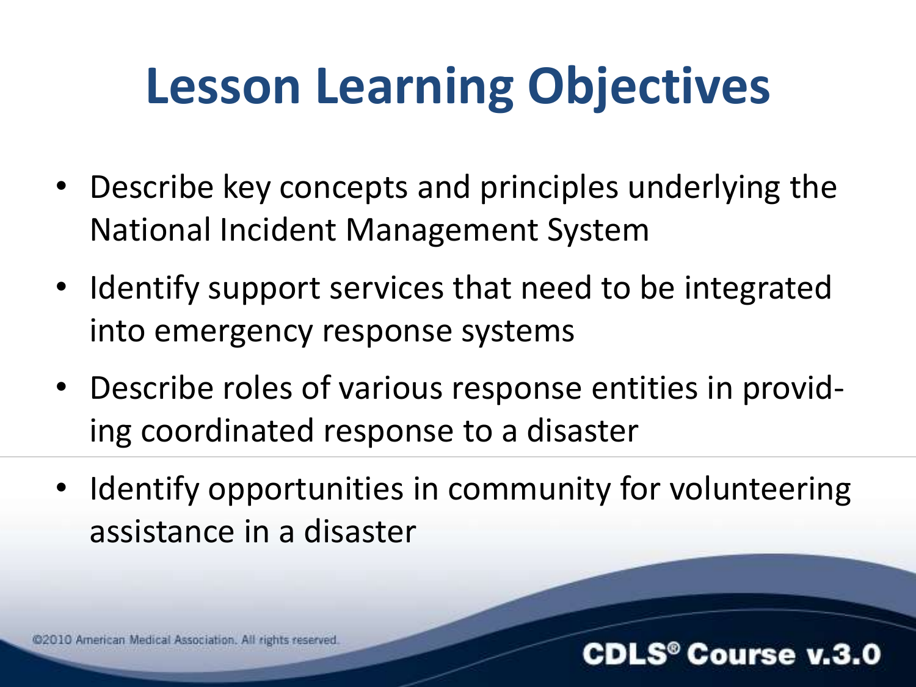# Lesson Learning Objectives

- Describe key concepts and principles underlying the National Incident Management System
- Identify support services that need to be integrated into emergency response systems
- Describe roles of various response entities in providing coordinated response to a disaster
- Identify opportunities in community for volunteering assistance in a disaster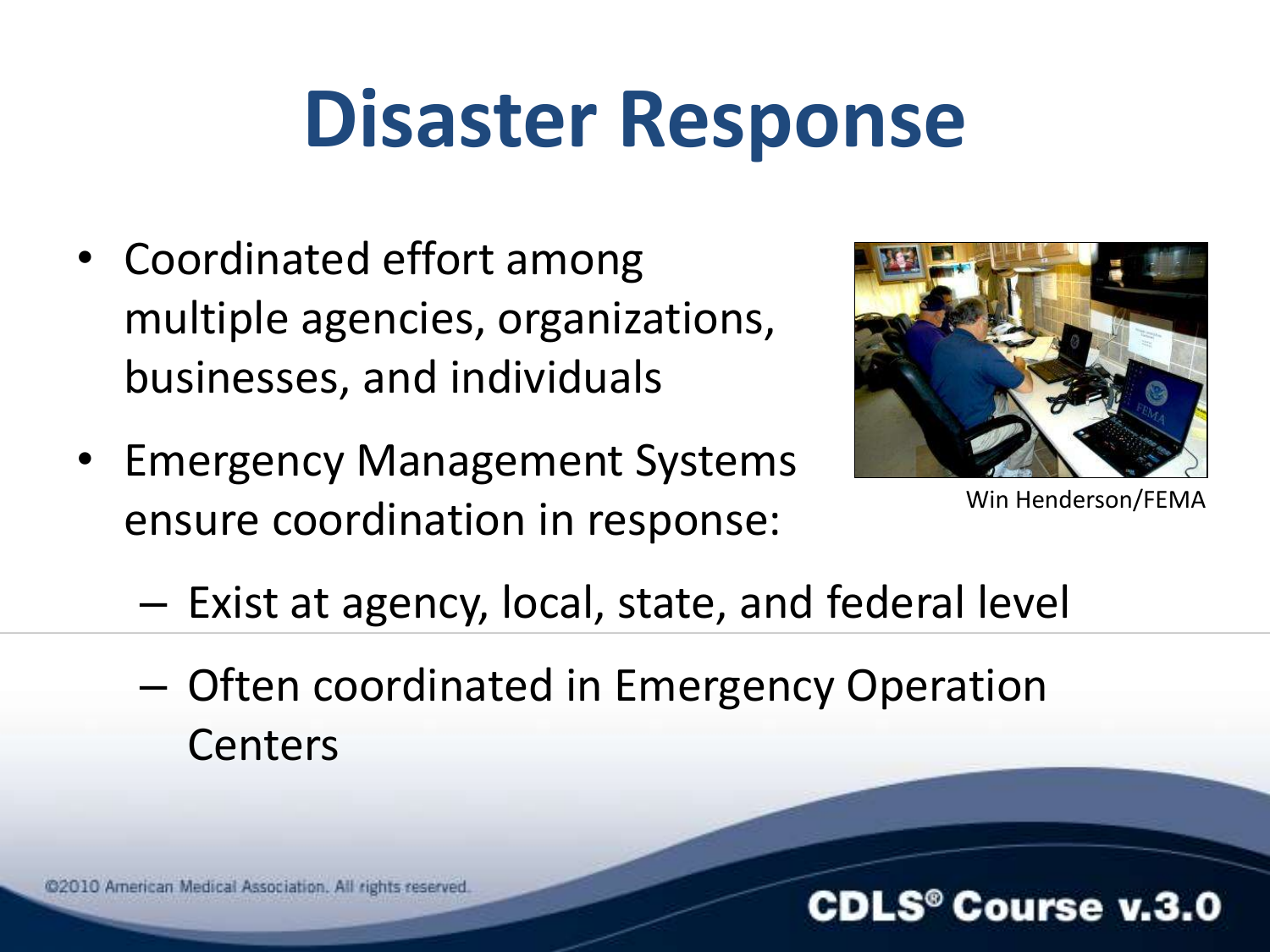# Disaster Response

- Coordinated effort among multiple agencies, organizations, businesses, and individuals
- Emergency Management Systems ensure coordination in response:
  - Exist at agency, local, state, and federal level
  - Often coordinated in Emergency Operation Centers

Win Henderson/FEMA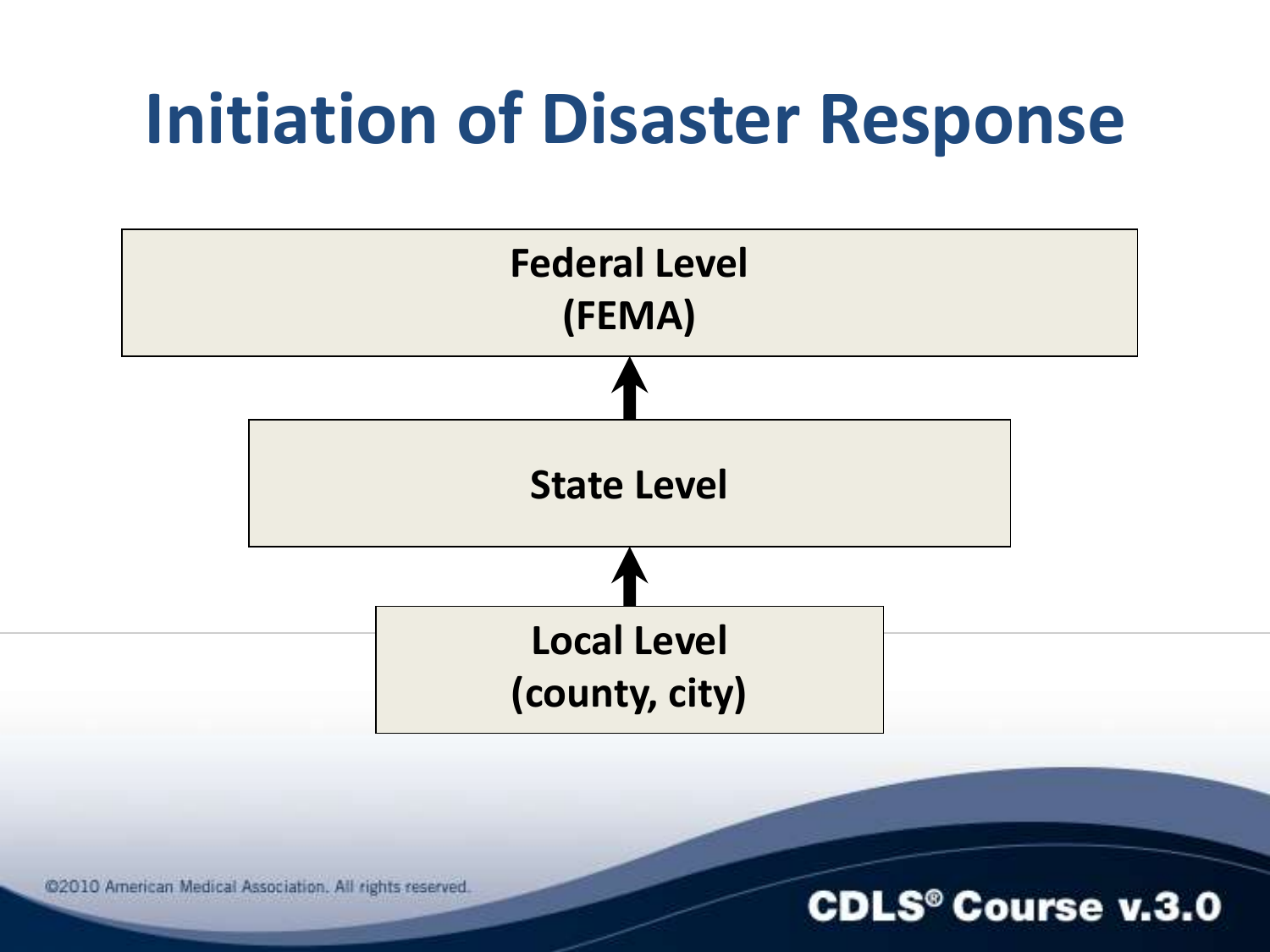# Initiation of Disaster Response

**Federal Level (FEMA)**

↑

**State Level**

↑

**Local Level (county, city)**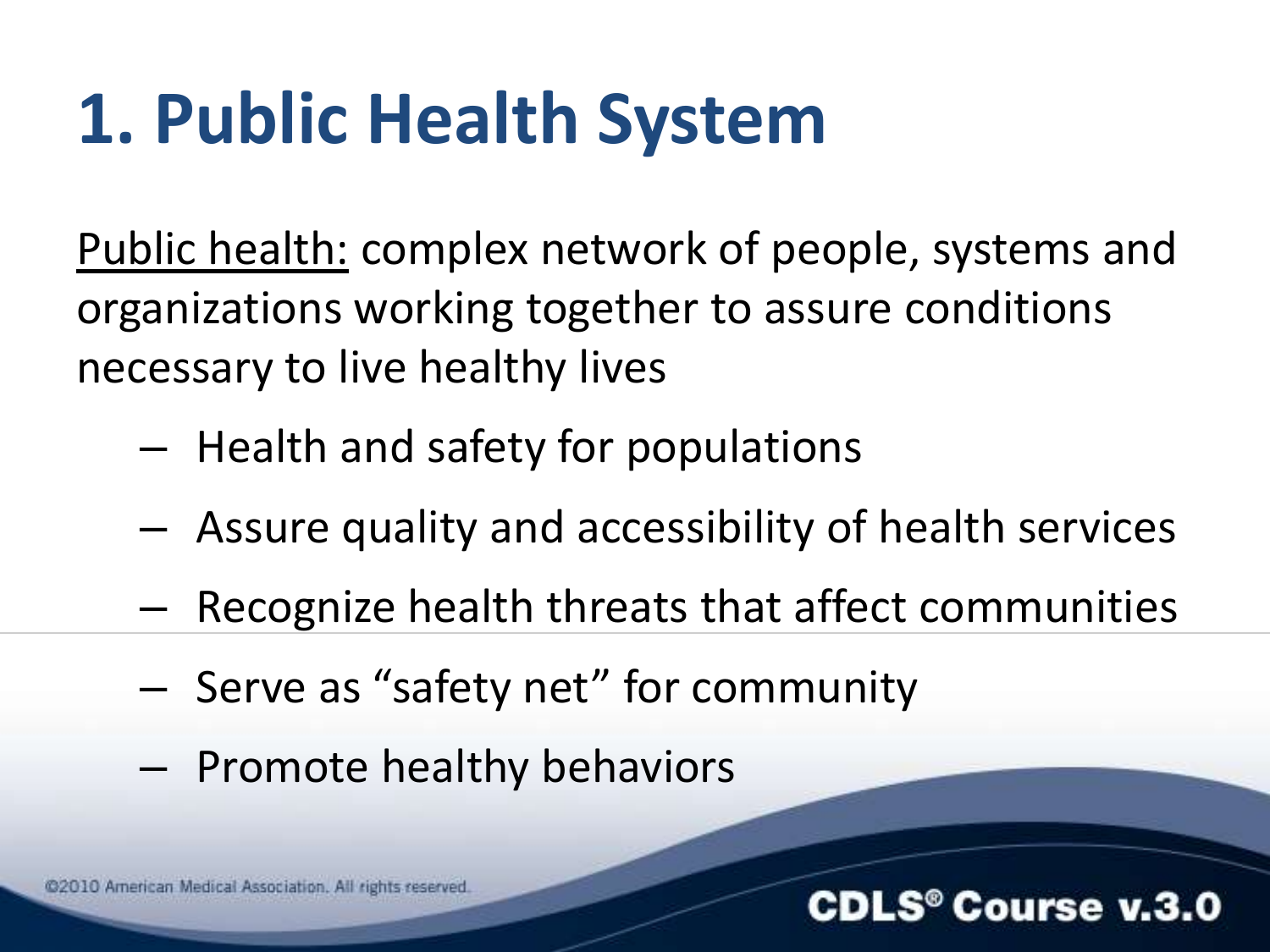# 1. Public Health System

Public health: complex network of people, systems and organizations working together to assure conditions necessary to live healthy lives

- Health and safety for populations
- Assure quality and accessibility of health services
- Recognize health threats that affect communities
- Serve as "safety net" for community
- Promote healthy behaviors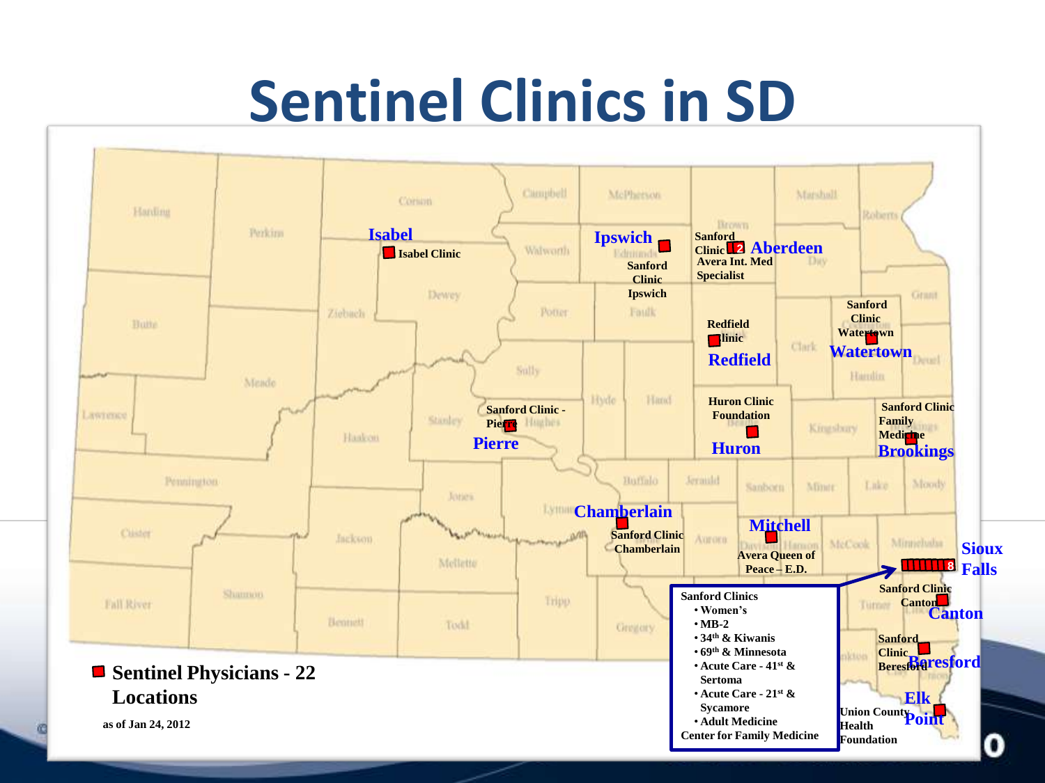# Sentinel Clinics in SD

**Isabel**
- Isabel Clinic

**Ipswich**
- Sanford Clinic Ipswich

**Aberdeen**
- Sanford Clinic (2)
- Avera Int. Med Specialist

**Redfield**
- Redfield Clinic

**Watertown**
- Sanford Clinic Watertown

**Pierre**
- Sanford Clinic - Pierre

**Huron**
- Huron Clinic Foundation

**Brookings**
- Sanford Clinic Family Medicine

**Chamberlain**
- Sanford Clinic Chamberlain

**Mitchell**
- Avera Queen of Peace – E.D.

**Sioux Falls** (8)
- Sanford Clinics
  - Women's
  - MB-2
  - 34th & Kiwanis
  - 69th & Minnesota
  - Acute Care - 41st & Sertoma
  - Acute Care - 21st & Sycamore
  - Adult Medicine
- Center for Family Medicine

**Canton**
- Sanford Clinic Canton

**Beresford**
- Sanford Clinic Beresford

**Elk Point**
- Union County Health Foundation

**Sentinel Physicians - 22 Locations**

as of Jan 24, 2012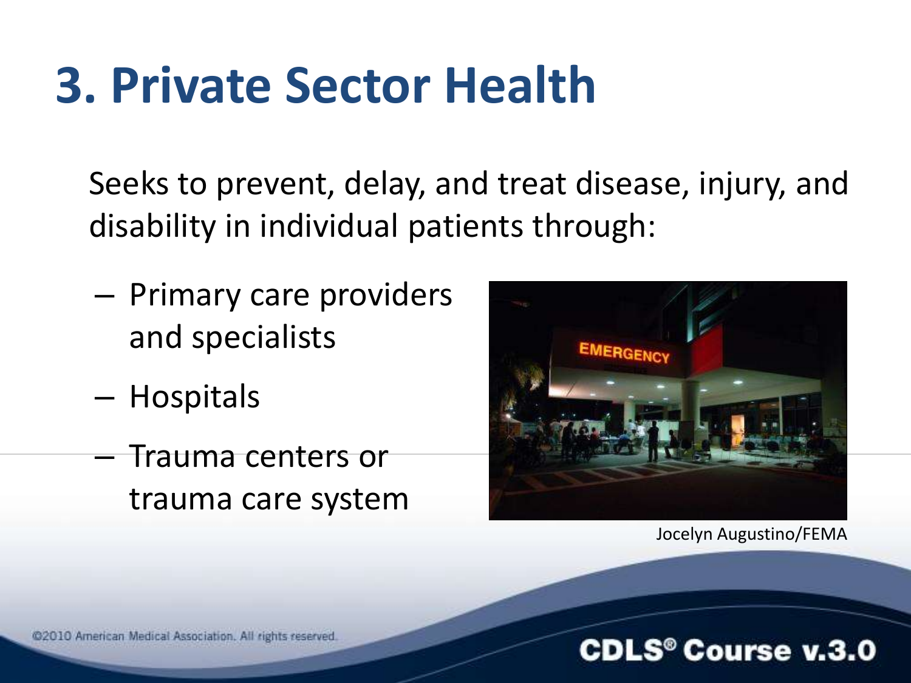# 3. Private Sector Health

Seeks to prevent, delay, and treat disease, injury, and disability in individual patients through:

- Primary care providers and specialists
- Hospitals
- Trauma centers or trauma care system

Jocelyn Augustino/FEMA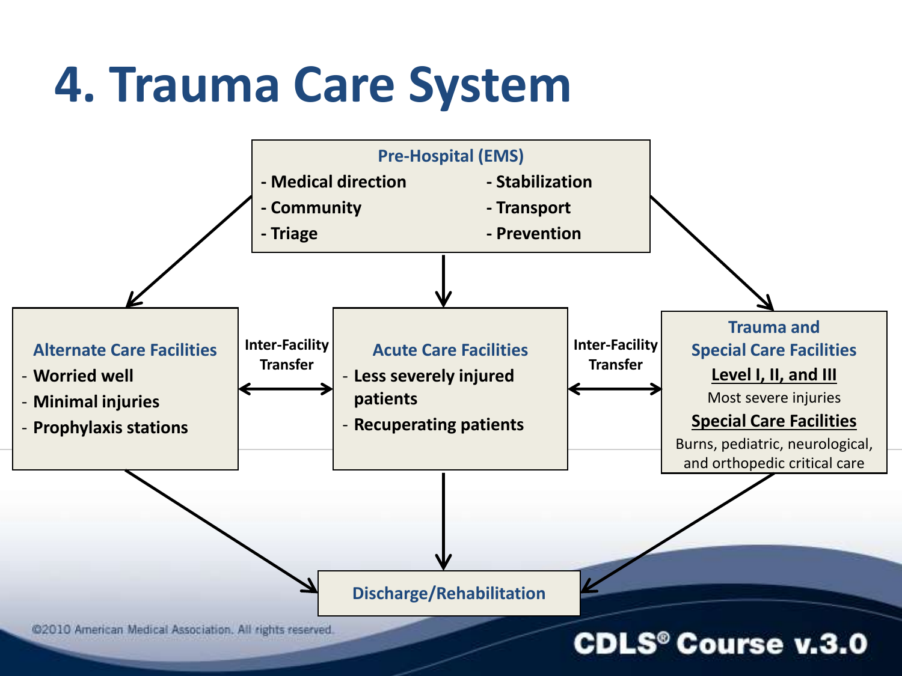# 4. Trauma Care System

**Pre-Hospital (EMS)**

- Medical direction
- Community
- Triage
- Stabilization
- Transport
- Prevention

**Alternate Care Facilities**

- Worried well
- Minimal injuries
- Prophylaxis stations

Inter-Facility Transfer

**Acute Care Facilities**

- Less severely injured patients
- Recuperating patients

Inter-Facility Transfer

**Trauma and Special Care Facilities**

**Level I, II, and III**

Most severe injuries

**Special Care Facilities**

Burns, pediatric, neurological, and orthopedic critical care

**Discharge/Rehabilitation**

©2010 American Medical Association. All rights reserved.

CDLS® Course v.3.0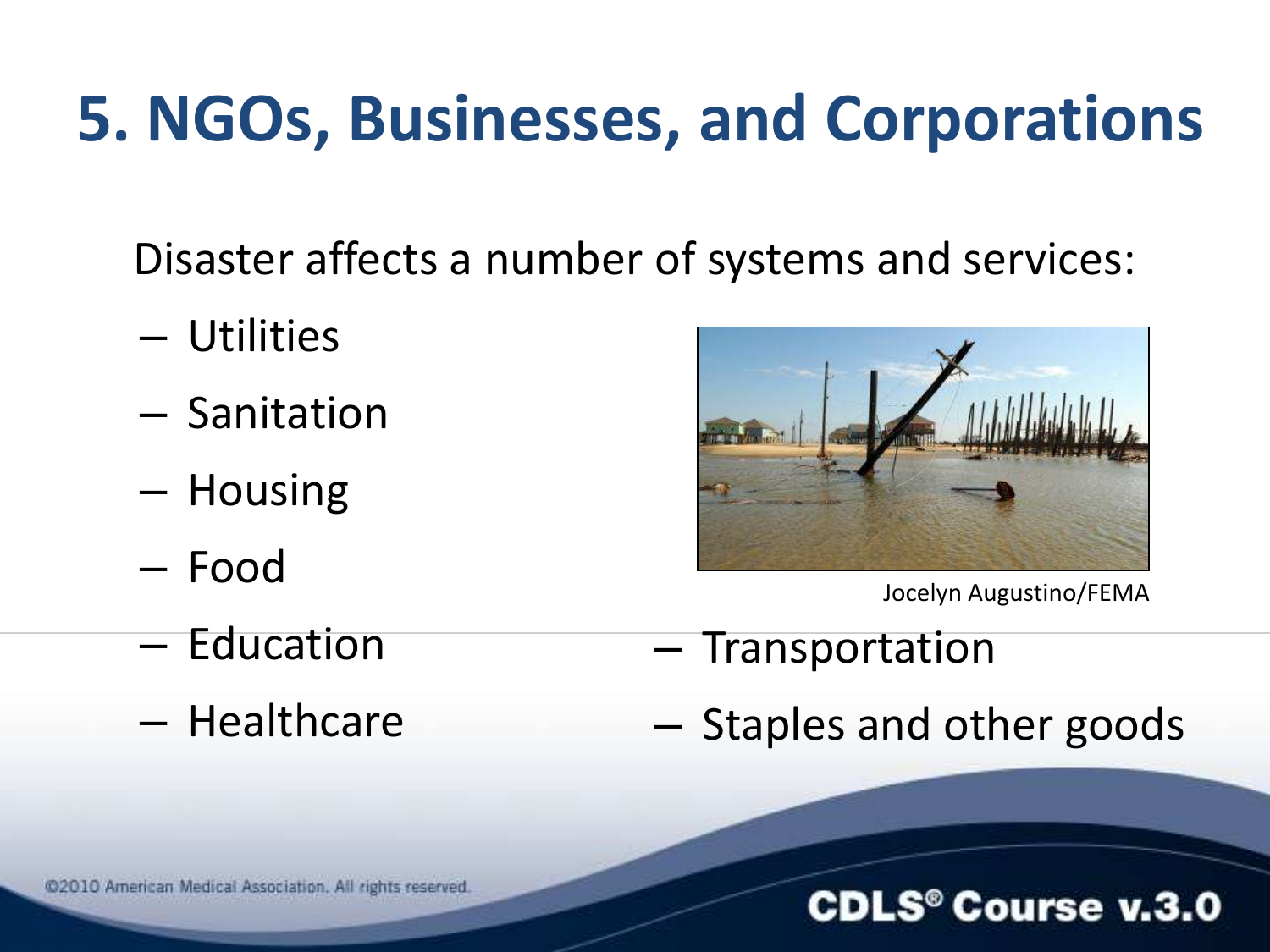# 5. NGOs, Businesses, and Corporations

Disaster affects a number of systems and services:

- Utilities
- Sanitation
- Housing
- Food
- Education
- Healthcare
- Transportation
- Staples and other goods

Jocelyn Augustino/FEMA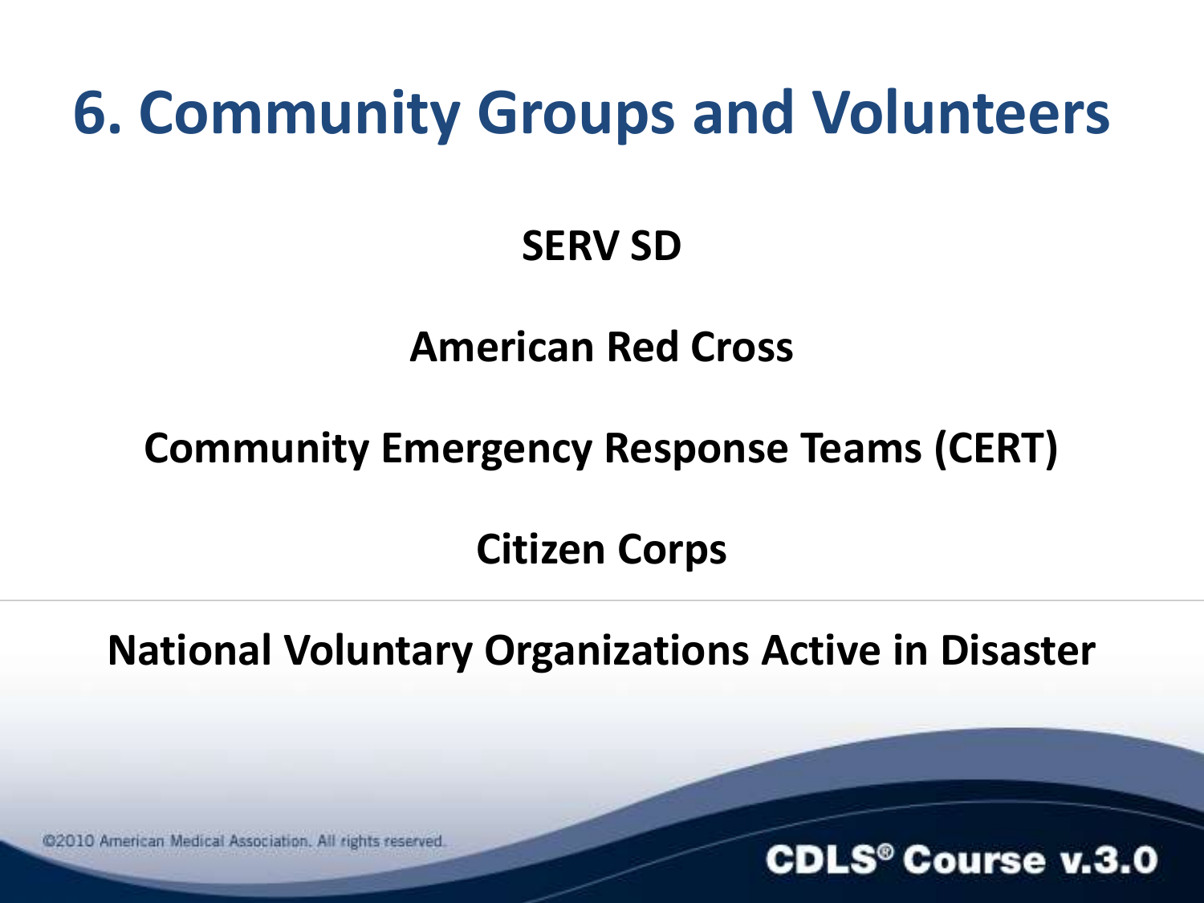# 6. Community Groups and Volunteers

**SERV SD**

**American Red Cross**

**Community Emergency Response Teams (CERT)**

**Citizen Corps**

**National Voluntary Organizations Active in Disaster**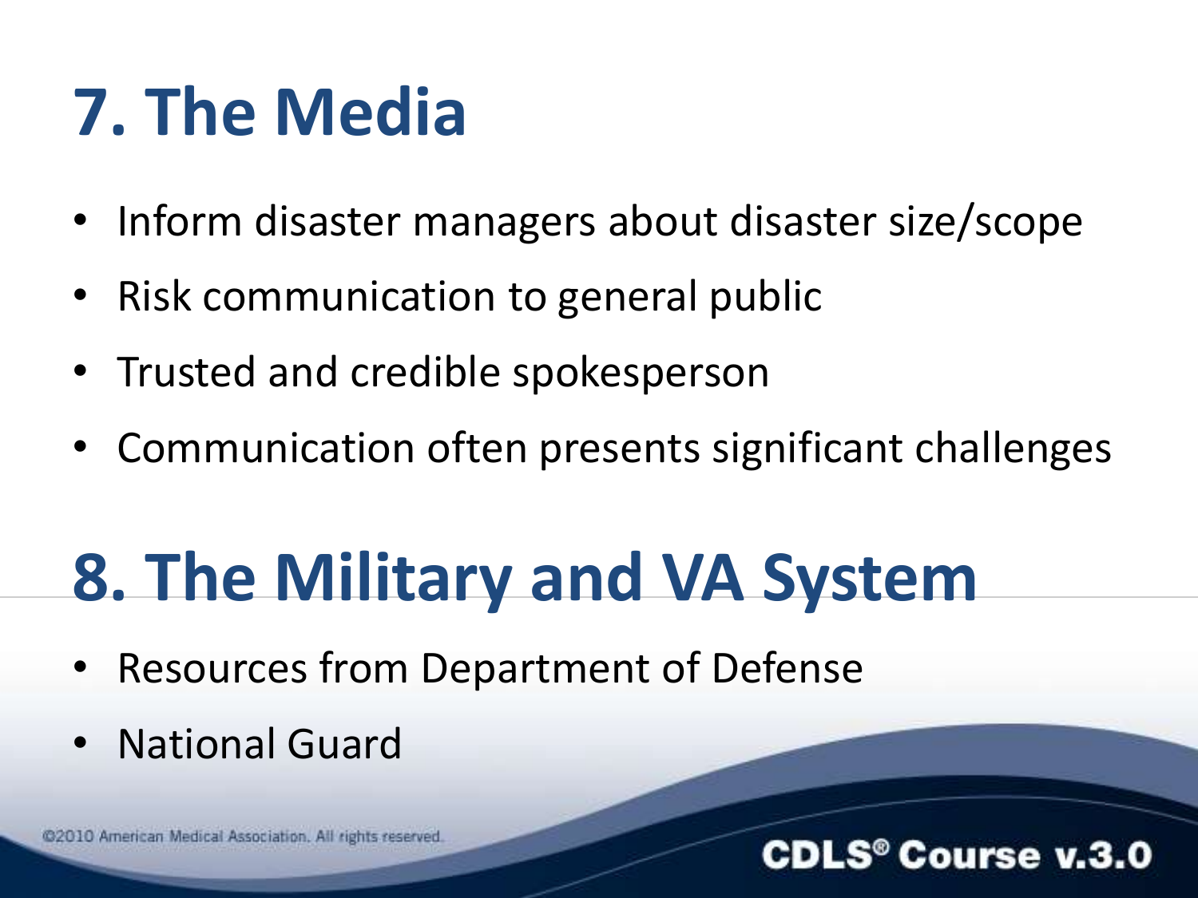# 7. The Media

- Inform disaster managers about disaster size/scope
- Risk communication to general public
- Trusted and credible spokesperson
- Communication often presents significant challenges

# 8. The Military and VA System

- Resources from Department of Defense
- National Guard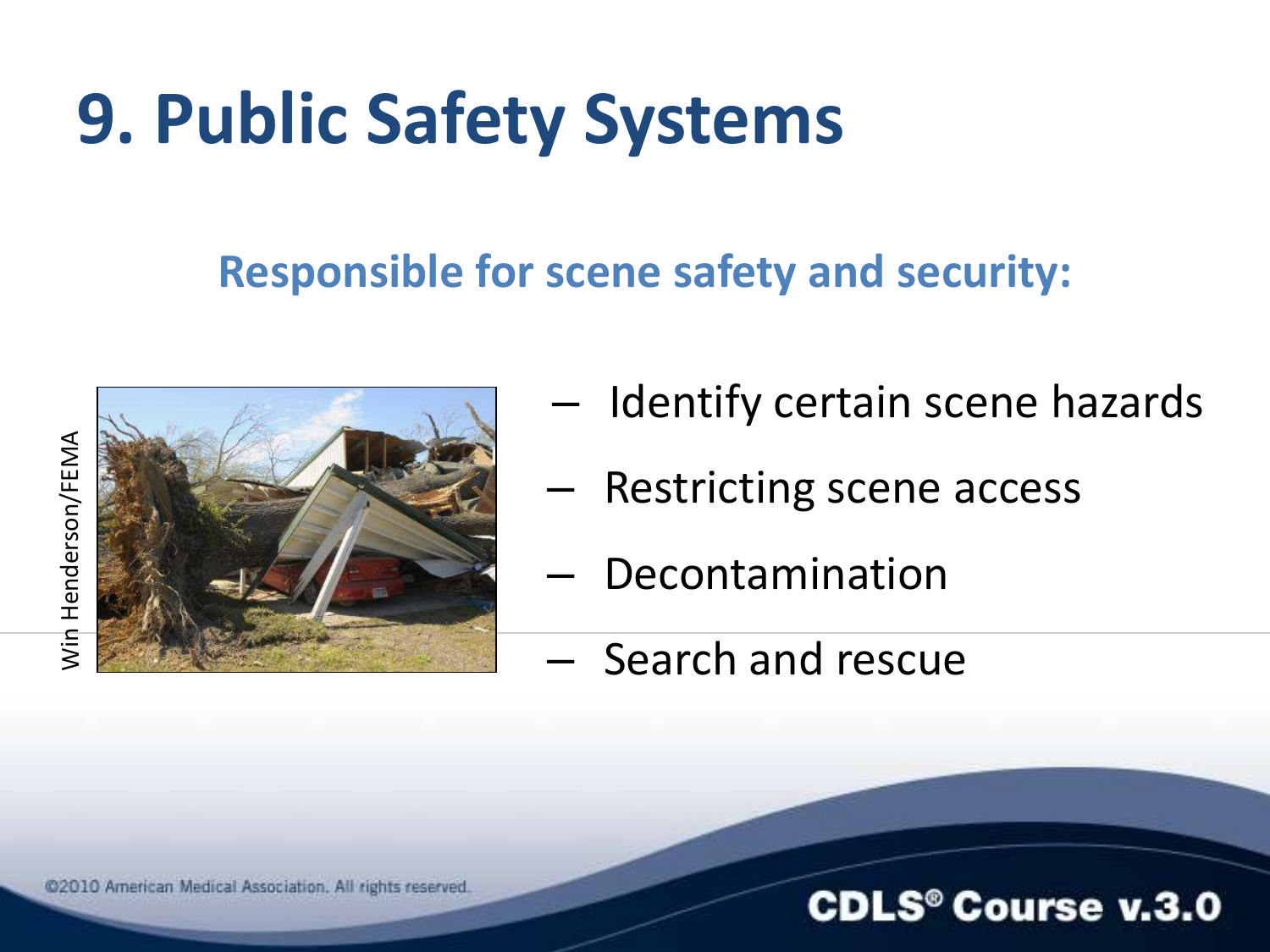# 9. Public Safety Systems

## Responsible for scene safety and security:

Win Henderson/FEMA

- Identify certain scene hazards
- Restricting scene access
- Decontamination
- Search and rescue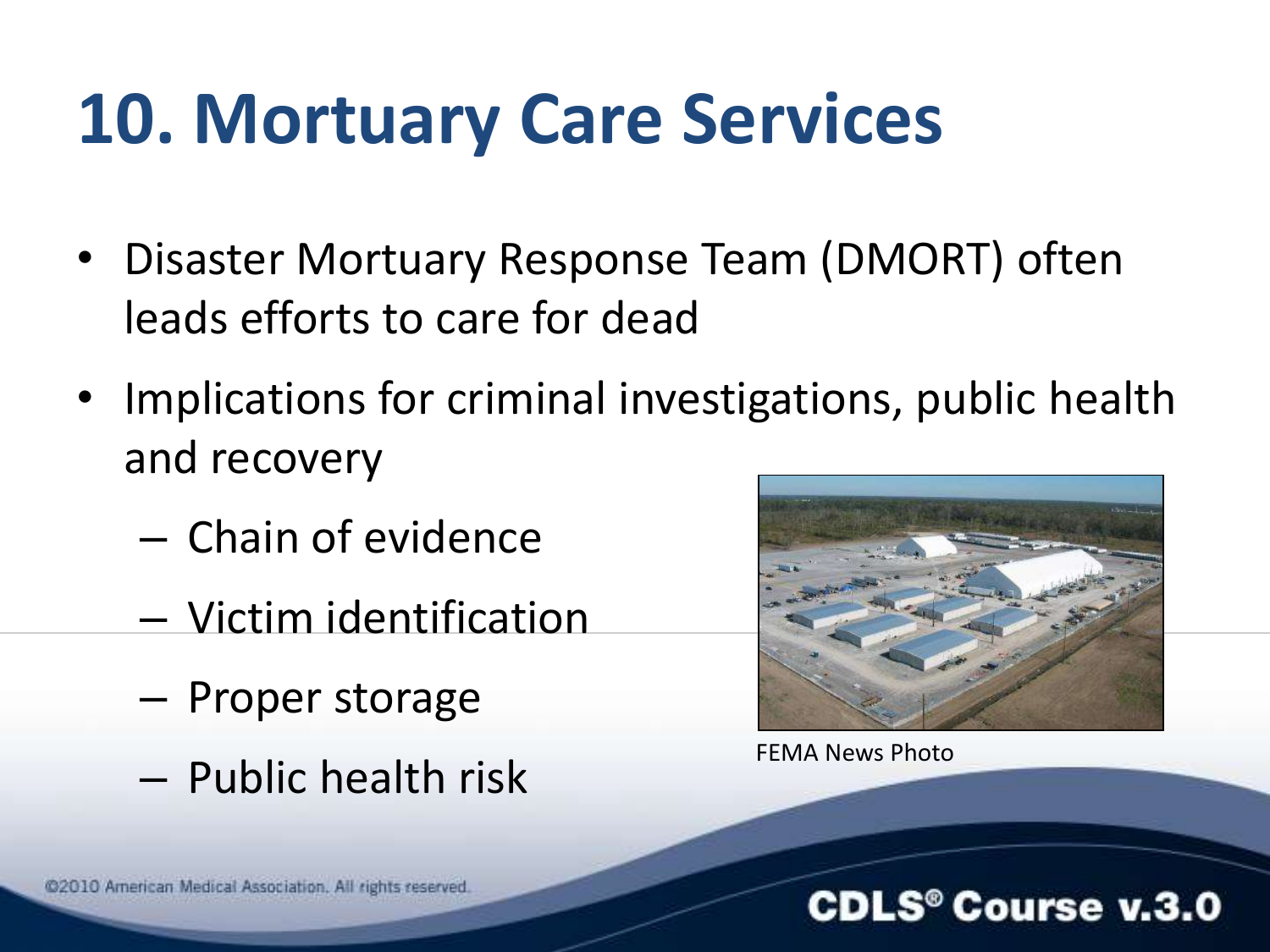# 10. Mortuary Care Services

- Disaster Mortuary Response Team (DMORT) often leads efforts to care for dead
- Implications for criminal investigations, public health and recovery
  - Chain of evidence
  - Victim identification
  - Proper storage
  - Public health risk

FEMA News Photo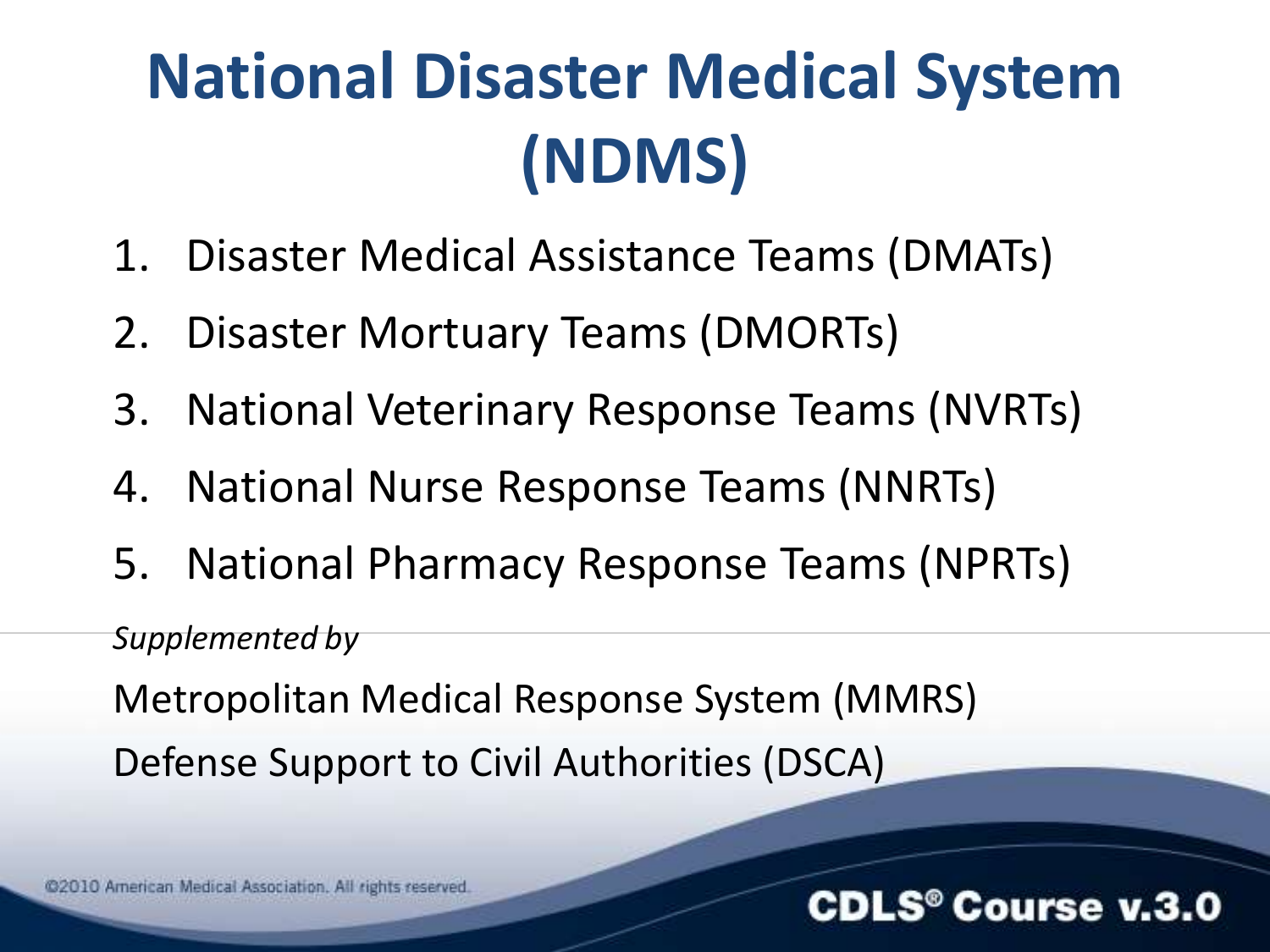# National Disaster Medical System (NDMS)

1. Disaster Medical Assistance Teams (DMATs)
2. Disaster Mortuary Teams (DMORTs)
3. National Veterinary Response Teams (NVRTs)
4. National Nurse Response Teams (NNRTs)
5. National Pharmacy Response Teams (NPRTs)

*Supplemented by*

Metropolitan Medical Response System (MMRS)

Defense Support to Civil Authorities (DSCA)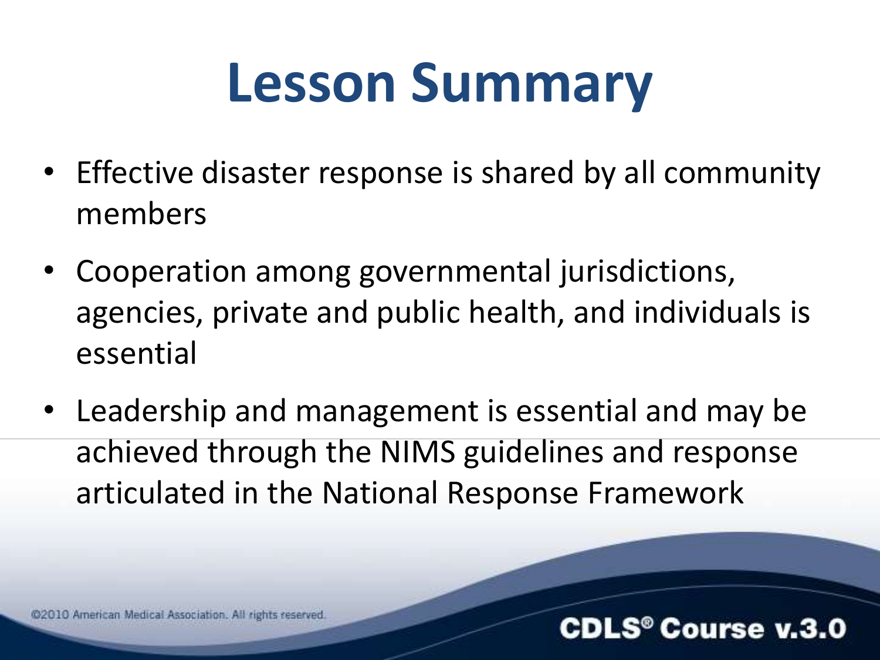# Lesson Summary

- Effective disaster response is shared by all community members
- Cooperation among governmental jurisdictions, agencies, private and public health, and individuals is essential
- Leadership and management is essential and may be achieved through the NIMS guidelines and response articulated in the National Response Framework